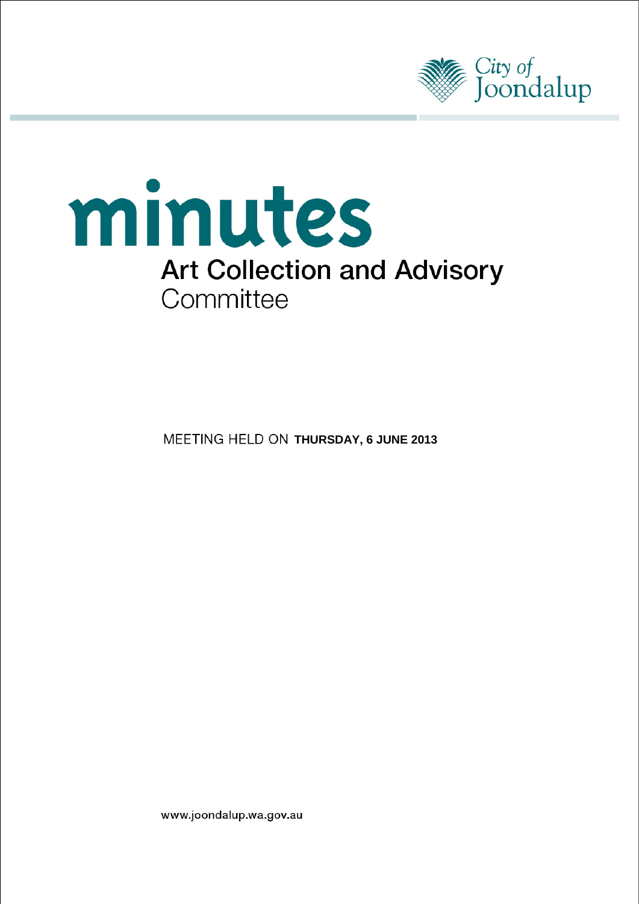City of Joondalup

# minutes

## Art Collection and Advisory Committee

MEETING HELD ON **THURSDAY, 6 JUNE 2013**

www.joondalup.wa.gov.au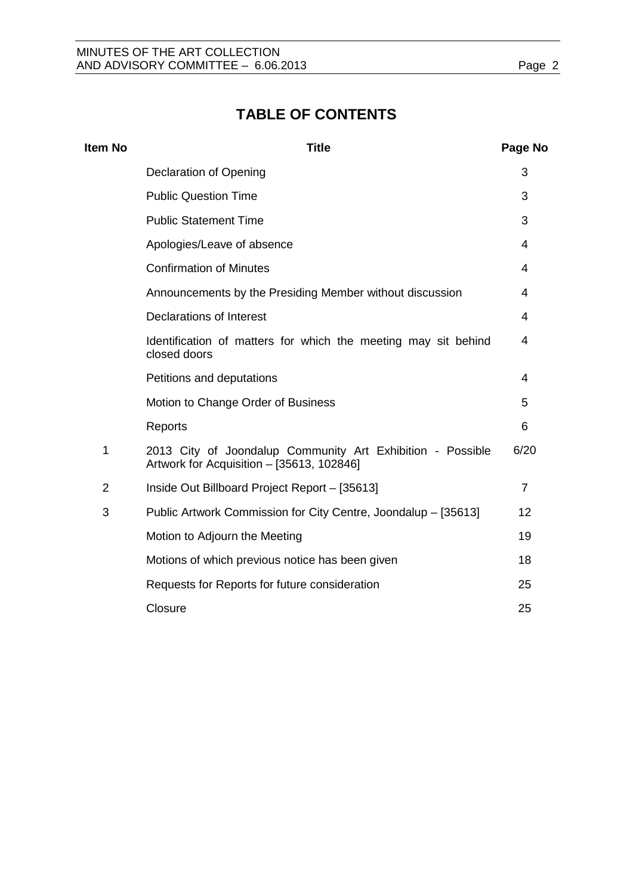# TABLE OF CONTENTS

| Item No | Title | Page No |
|---|---|---|
| | Declaration of Opening | 3 |
| | Public Question Time | 3 |
| | Public Statement Time | 3 |
| | Apologies/Leave of absence | 4 |
| | Confirmation of Minutes | 4 |
| | Announcements by the Presiding Member without discussion | 4 |
| | Declarations of Interest | 4 |
| | Identification of matters for which the meeting may sit behind closed doors | 4 |
| | Petitions and deputations | 4 |
| | Motion to Change Order of Business | 5 |
| | Reports | 6 |
| 1 | 2013 City of Joondalup Community Art Exhibition - Possible Artwork for Acquisition – [35613, 102846] | 6/20 |
| 2 | Inside Out Billboard Project Report – [35613] | 7 |
| 3 | Public Artwork Commission for City Centre, Joondalup – [35613] | 12 |
| | Motion to Adjourn the Meeting | 19 |
| | Motions of which previous notice has been given | 18 |
| | Requests for Reports for future consideration | 25 |
| | Closure | 25 |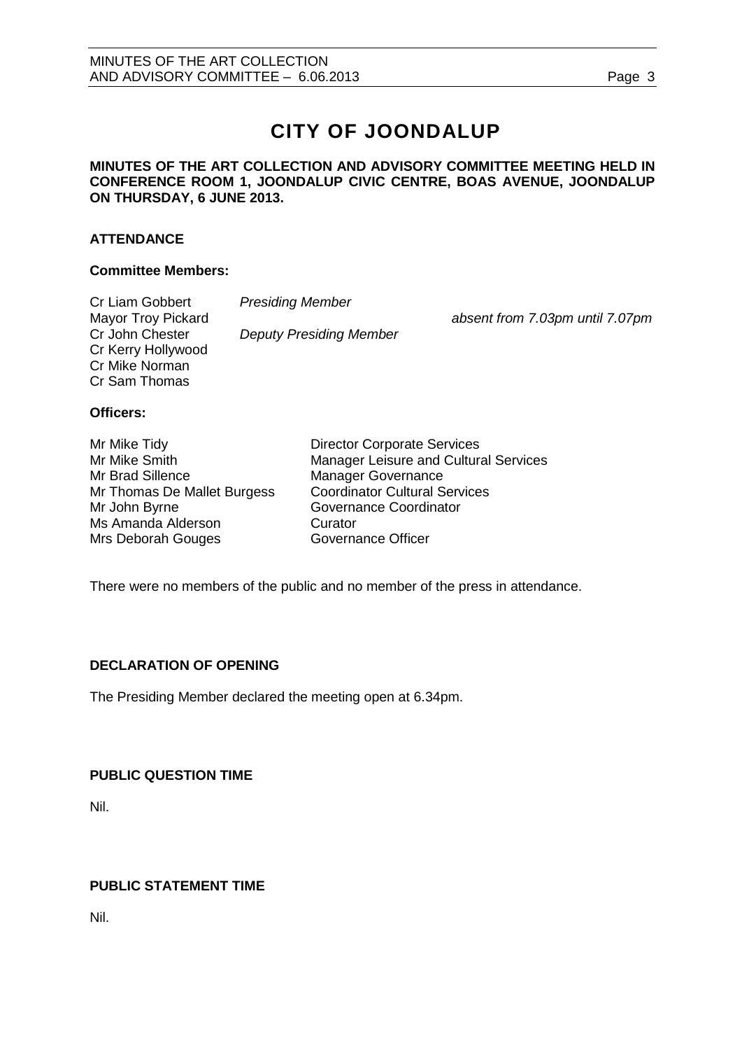# CITY OF JOONDALUP

**MINUTES OF THE ART COLLECTION AND ADVISORY COMMITTEE MEETING HELD IN CONFERENCE ROOM 1, JOONDALUP CIVIC CENTRE, BOAS AVENUE, JOONDALUP ON THURSDAY, 6 JUNE 2013.**

## ATTENDANCE

### Committee Members:

| | | |
|---|---|---|
| Cr Liam Gobbert | *Presiding Member* | |
| Mayor Troy Pickard | | *absent from 7.03pm until 7.07pm* |
| Cr John Chester | *Deputy Presiding Member* | |
| Cr Kerry Hollywood | | |
| Cr Mike Norman | | |
| Cr Sam Thomas | | |

### Officers:

| | |
|---|---|
| Mr Mike Tidy | Director Corporate Services |
| Mr Mike Smith | Manager Leisure and Cultural Services |
| Mr Brad Sillence | Manager Governance |
| Mr Thomas De Mallet Burgess | Coordinator Cultural Services |
| Mr John Byrne | Governance Coordinator |
| Ms Amanda Alderson | Curator |
| Mrs Deborah Gouges | Governance Officer |

There were no members of the public and no member of the press in attendance.

## DECLARATION OF OPENING

The Presiding Member declared the meeting open at 6.34pm.

## PUBLIC QUESTION TIME

Nil.

## PUBLIC STATEMENT TIME

Nil.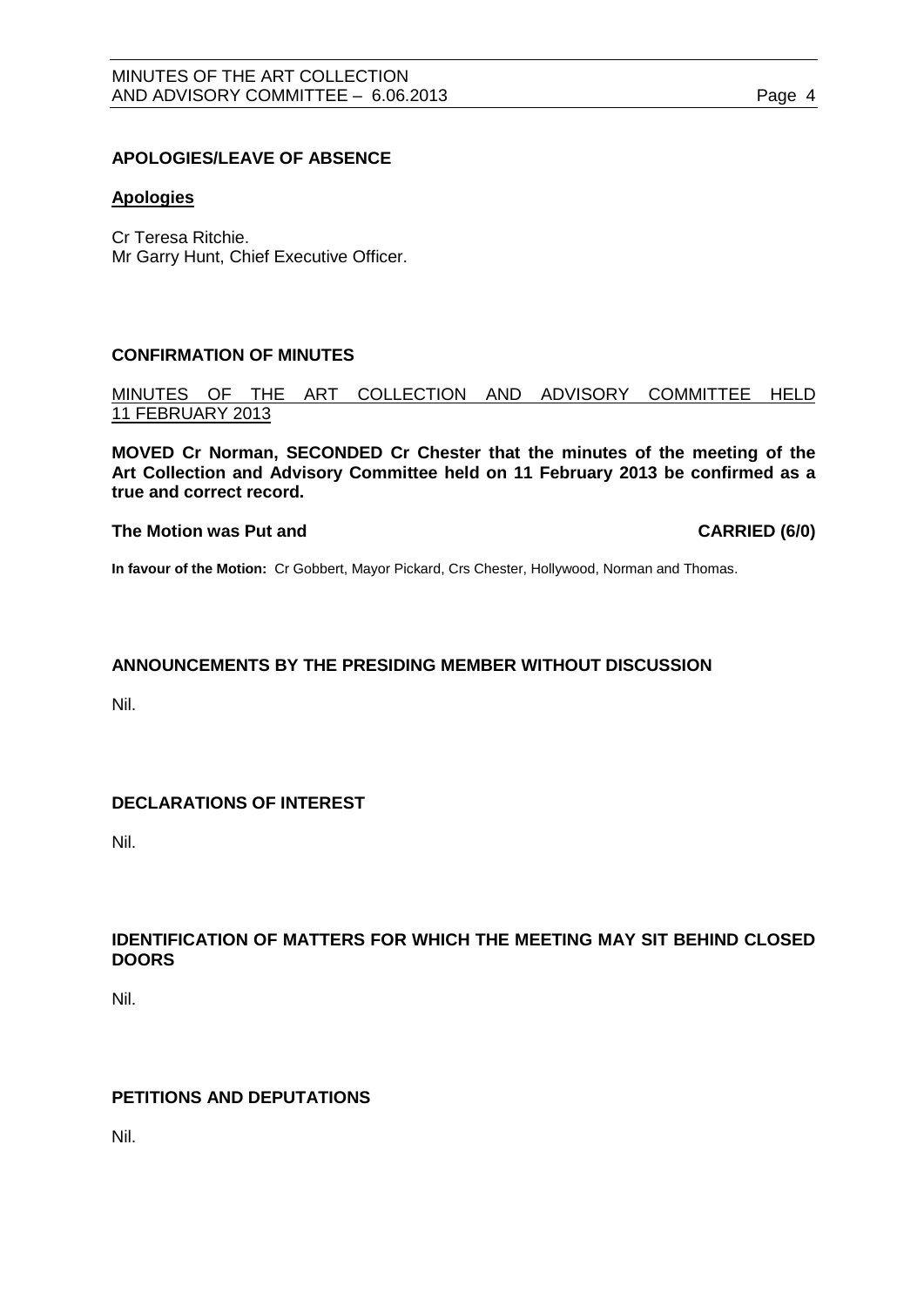## APOLOGIES/LEAVE OF ABSENCE

**Apologies**

Cr Teresa Ritchie.
Mr Garry Hunt, Chief Executive Officer.

## CONFIRMATION OF MINUTES

MINUTES OF THE ART COLLECTION AND ADVISORY COMMITTEE HELD 11 FEBRUARY 2013

**MOVED Cr Norman, SECONDED Cr Chester that the minutes of the meeting of the Art Collection and Advisory Committee held on 11 February 2013 be confirmed as a true and correct record.**

**The Motion was Put and CARRIED (6/0)**

**In favour of the Motion:** Cr Gobbert, Mayor Pickard, Crs Chester, Hollywood, Norman and Thomas.

## ANNOUNCEMENTS BY THE PRESIDING MEMBER WITHOUT DISCUSSION

Nil.

## DECLARATIONS OF INTEREST

Nil.

## IDENTIFICATION OF MATTERS FOR WHICH THE MEETING MAY SIT BEHIND CLOSED DOORS

Nil.

## PETITIONS AND DEPUTATIONS

Nil.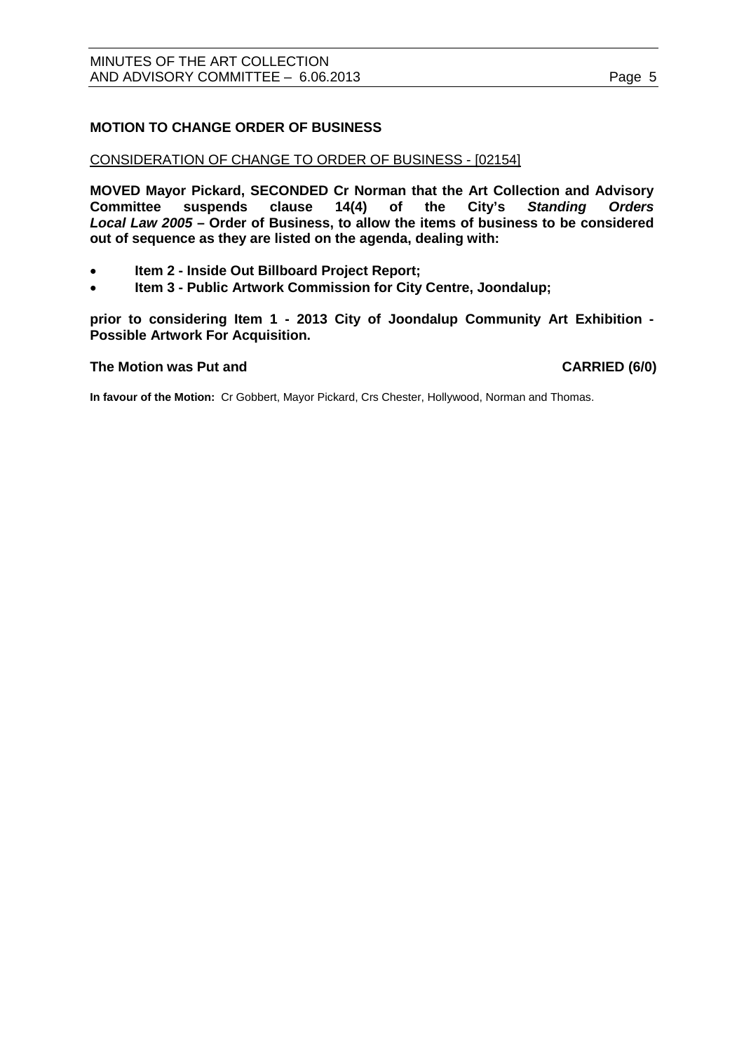## MOTION TO CHANGE ORDER OF BUSINESS

<u>CONSIDERATION OF CHANGE TO ORDER OF BUSINESS - [02154]</u>

**MOVED Mayor Pickard, SECONDED Cr Norman that the Art Collection and Advisory Committee suspends clause 14(4) of the City's *Standing Orders Local Law 2005* – Order of Business, to allow the items of business to be considered out of sequence as they are listed on the agenda, dealing with:**

- **Item 2 - Inside Out Billboard Project Report;**
- **Item 3 - Public Artwork Commission for City Centre, Joondalup;**

**prior to considering Item 1 - 2013 City of Joondalup Community Art Exhibition - Possible Artwork For Acquisition.**

**The Motion was Put and CARRIED (6/0)**

**In favour of the Motion:** Cr Gobbert, Mayor Pickard, Crs Chester, Hollywood, Norman and Thomas.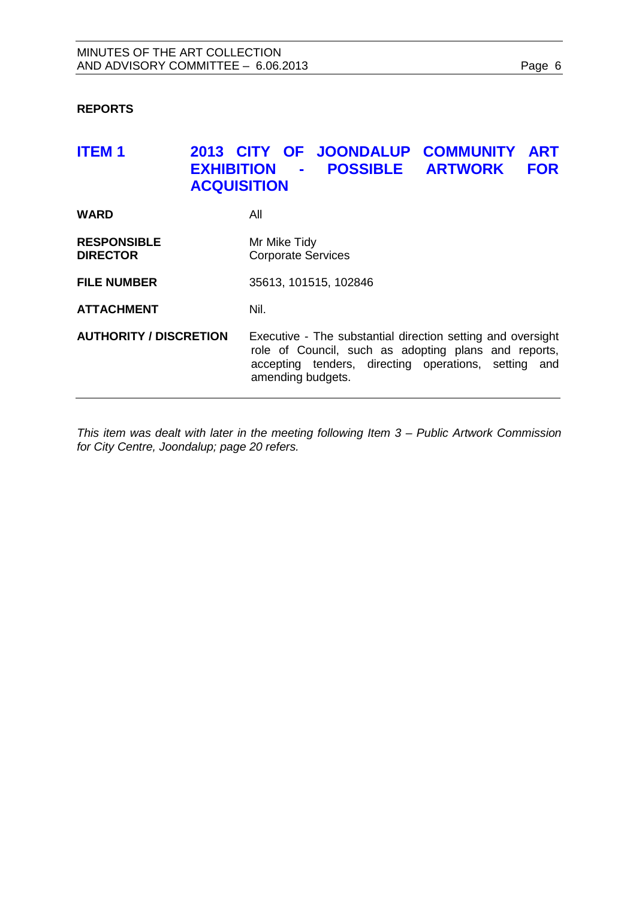**REPORTS**

## ITEM 1 2013 CITY OF JOONDALUP COMMUNITY ART EXHIBITION - POSSIBLE ARTWORK FOR ACQUISITION

| | |
|---|---|
| **WARD** | All |
| **RESPONSIBLE DIRECTOR** | Mr Mike Tidy<br>Corporate Services |
| **FILE NUMBER** | 35613, 101515, 102846 |
| **ATTACHMENT** | Nil. |
| **AUTHORITY / DISCRETION** | Executive - The substantial direction setting and oversight role of Council, such as adopting plans and reports, accepting tenders, directing operations, setting and amending budgets. |

*This item was dealt with later in the meeting following Item 3 – Public Artwork Commission for City Centre, Joondalup; page 20 refers.*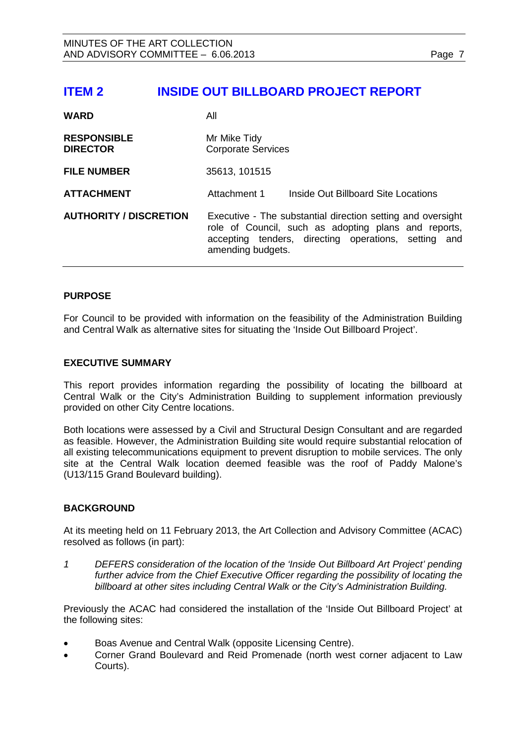## ITEM 2 INSIDE OUT BILLBOARD PROJECT REPORT

| | | |
|---|---|---|
| **WARD** | All | |
| **RESPONSIBLE DIRECTOR** | Mr Mike Tidy<br>Corporate Services | |
| **FILE NUMBER** | 35613, 101515 | |
| **ATTACHMENT** | Attachment 1 | Inside Out Billboard Site Locations |
| **AUTHORITY / DISCRETION** | Executive - The substantial direction setting and oversight role of Council, such as adopting plans and reports, accepting tenders, directing operations, setting and amending budgets. | |

### PURPOSE

For Council to be provided with information on the feasibility of the Administration Building and Central Walk as alternative sites for situating the 'Inside Out Billboard Project'.

### EXECUTIVE SUMMARY

This report provides information regarding the possibility of locating the billboard at Central Walk or the City's Administration Building to supplement information previously provided on other City Centre locations.

Both locations were assessed by a Civil and Structural Design Consultant and are regarded as feasible. However, the Administration Building site would require substantial relocation of all existing telecommunications equipment to prevent disruption to mobile services. The only site at the Central Walk location deemed feasible was the roof of Paddy Malone's (U13/115 Grand Boulevard building).

### BACKGROUND

At its meeting held on 11 February 2013, the Art Collection and Advisory Committee (ACAC) resolved as follows (in part):

*1 DEFERS consideration of the location of the 'Inside Out Billboard Art Project' pending further advice from the Chief Executive Officer regarding the possibility of locating the billboard at other sites including Central Walk or the City's Administration Building.*

Previously the ACAC had considered the installation of the 'Inside Out Billboard Project' at the following sites:

- Boas Avenue and Central Walk (opposite Licensing Centre).
- Corner Grand Boulevard and Reid Promenade (north west corner adjacent to Law Courts).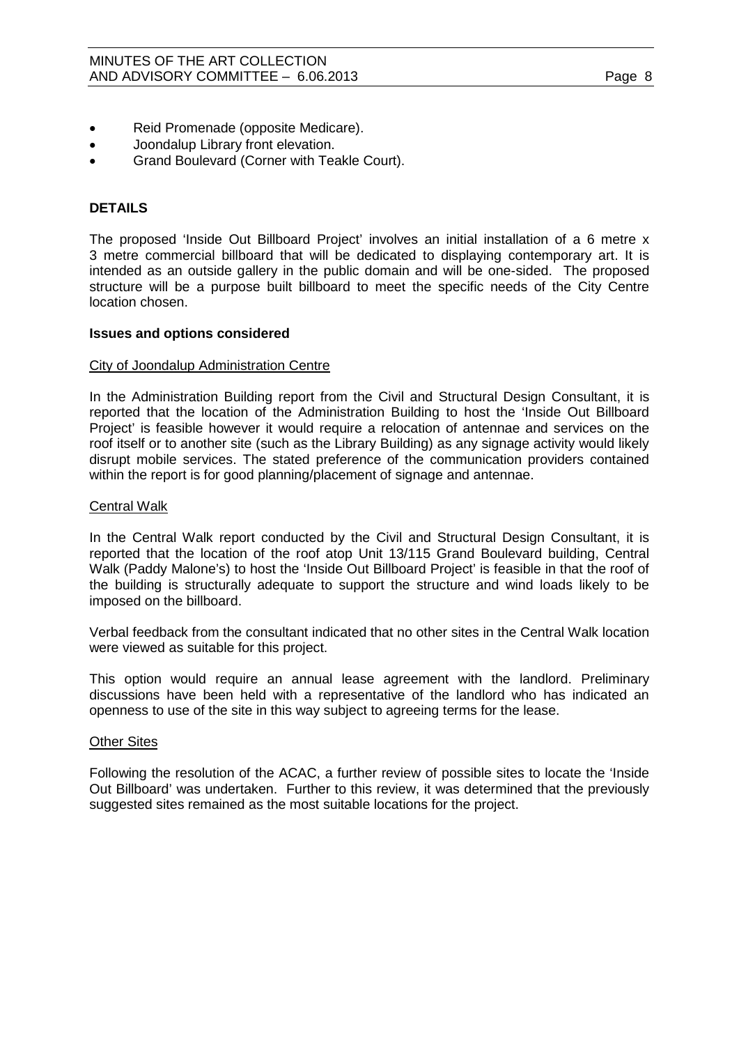- Reid Promenade (opposite Medicare).
- Joondalup Library front elevation.
- Grand Boulevard (Corner with Teakle Court).

## DETAILS

The proposed 'Inside Out Billboard Project' involves an initial installation of a 6 metre x 3 metre commercial billboard that will be dedicated to displaying contemporary art. It is intended as an outside gallery in the public domain and will be one-sided. The proposed structure will be a purpose built billboard to meet the specific needs of the City Centre location chosen.

### Issues and options considered

City of Joondalup Administration Centre

In the Administration Building report from the Civil and Structural Design Consultant, it is reported that the location of the Administration Building to host the 'Inside Out Billboard Project' is feasible however it would require a relocation of antennae and services on the roof itself or to another site (such as the Library Building) as any signage activity would likely disrupt mobile services. The stated preference of the communication providers contained within the report is for good planning/placement of signage and antennae.

Central Walk

In the Central Walk report conducted by the Civil and Structural Design Consultant, it is reported that the location of the roof atop Unit 13/115 Grand Boulevard building, Central Walk (Paddy Malone's) to host the 'Inside Out Billboard Project' is feasible in that the roof of the building is structurally adequate to support the structure and wind loads likely to be imposed on the billboard.

Verbal feedback from the consultant indicated that no other sites in the Central Walk location were viewed as suitable for this project.

This option would require an annual lease agreement with the landlord. Preliminary discussions have been held with a representative of the landlord who has indicated an openness to use of the site in this way subject to agreeing terms for the lease.

Other Sites

Following the resolution of the ACAC, a further review of possible sites to locate the 'Inside Out Billboard' was undertaken. Further to this review, it was determined that the previously suggested sites remained as the most suitable locations for the project.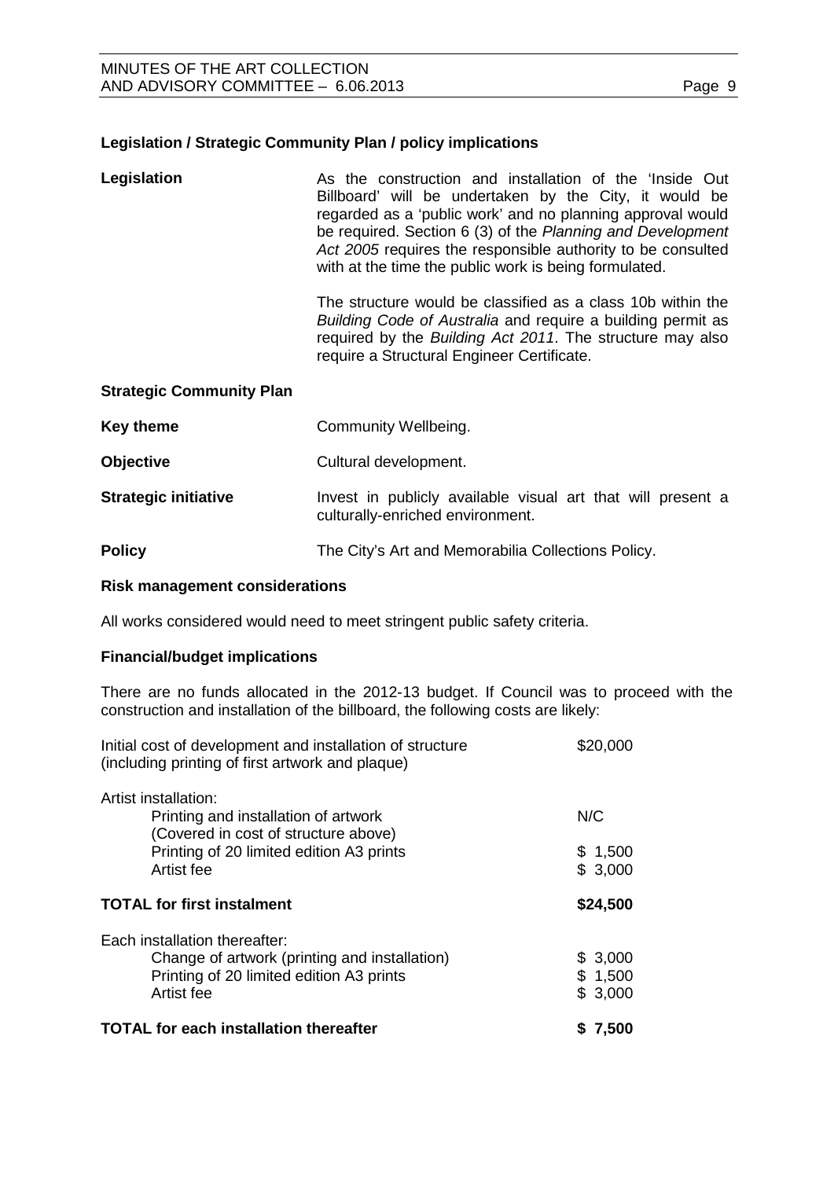### Legislation / Strategic Community Plan / policy implications

**Legislation**

As the construction and installation of the 'Inside Out Billboard' will be undertaken by the City, it would be regarded as a 'public work' and no planning approval would be required. Section 6 (3) of the *Planning and Development Act 2005* requires the responsible authority to be consulted with at the time the public work is being formulated.

The structure would be classified as a class 10b within the *Building Code of Australia* and require a building permit as required by the *Building Act 2011*. The structure may also require a Structural Engineer Certificate.

**Strategic Community Plan**

**Key theme** Community Wellbeing.

**Objective** Cultural development.

**Strategic initiative** Invest in publicly available visual art that will present a culturally-enriched environment.

**Policy** The City's Art and Memorabilia Collections Policy.

### Risk management considerations

All works considered would need to meet stringent public safety criteria.

### Financial/budget implications

There are no funds allocated in the 2012-13 budget. If Council was to proceed with the construction and installation of the billboard, the following costs are likely:

| | |
|---|---|
| Initial cost of development and installation of structure (including printing of first artwork and plaque) | $20,000 |
| Artist installation: | |
| Printing and installation of artwork (Covered in cost of structure above) | N/C |
| Printing of 20 limited edition A3 prints | $ 1,500 |
| Artist fee | $ 3,000 |
| **TOTAL for first instalment** | **$24,500** |
| Each installation thereafter: | |
| Change of artwork (printing and installation) | $ 3,000 |
| Printing of 20 limited edition A3 prints | $ 1,500 |
| Artist fee | $ 3,000 |
| **TOTAL for each installation thereafter** | **$ 7,500** |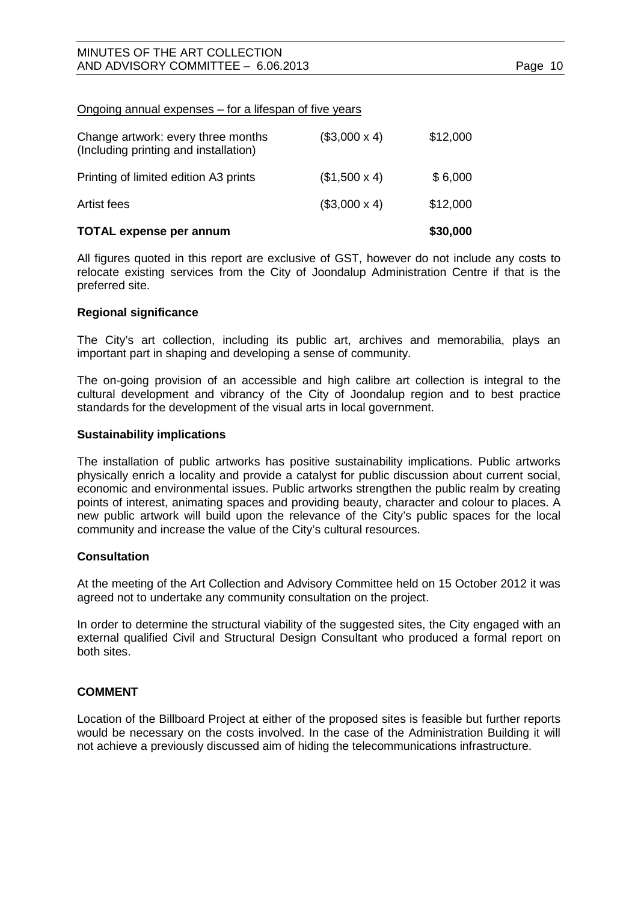Ongoing annual expenses – for a lifespan of five years

| | | |
|---|---|---|
| Change artwork: every three months (Including printing and installation) | ($3,000 x 4) | $12,000 |
| Printing of limited edition A3 prints | ($1,500 x 4) | $ 6,000 |
| Artist fees | ($3,000 x 4) | $12,000 |
| **TOTAL expense per annum** | | **$30,000** |

All figures quoted in this report are exclusive of GST, however do not include any costs to relocate existing services from the City of Joondalup Administration Centre if that is the preferred site.

**Regional significance**

The City's art collection, including its public art, archives and memorabilia, plays an important part in shaping and developing a sense of community.

The on-going provision of an accessible and high calibre art collection is integral to the cultural development and vibrancy of the City of Joondalup region and to best practice standards for the development of the visual arts in local government.

**Sustainability implications**

The installation of public artworks has positive sustainability implications. Public artworks physically enrich a locality and provide a catalyst for public discussion about current social, economic and environmental issues. Public artworks strengthen the public realm by creating points of interest, animating spaces and providing beauty, character and colour to places. A new public artwork will build upon the relevance of the City's public spaces for the local community and increase the value of the City's cultural resources.

**Consultation**

At the meeting of the Art Collection and Advisory Committee held on 15 October 2012 it was agreed not to undertake any community consultation on the project.

In order to determine the structural viability of the suggested sites, the City engaged with an external qualified Civil and Structural Design Consultant who produced a formal report on both sites.

**COMMENT**

Location of the Billboard Project at either of the proposed sites is feasible but further reports would be necessary on the costs involved. In the case of the Administration Building it will not achieve a previously discussed aim of hiding the telecommunications infrastructure.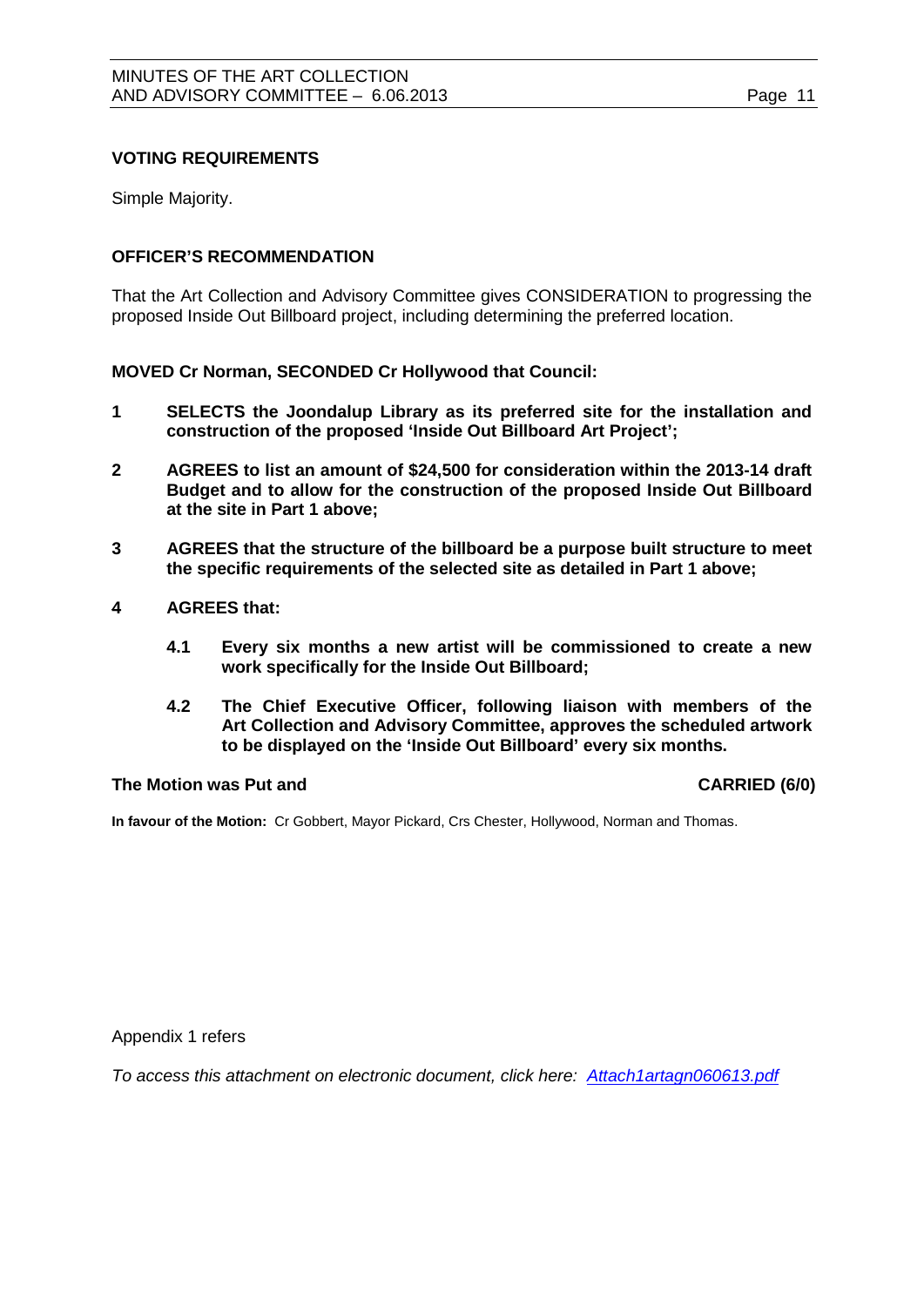**VOTING REQUIREMENTS**

Simple Majority.

**OFFICER'S RECOMMENDATION**

That the Art Collection and Advisory Committee gives CONSIDERATION to progressing the proposed Inside Out Billboard project, including determining the preferred location.

**MOVED Cr Norman, SECONDED Cr Hollywood that Council:**

1. **SELECTS the Joondalup Library as its preferred site for the installation and construction of the proposed 'Inside Out Billboard Art Project';**
2. **AGREES to list an amount of $24,500 for consideration within the 2013-14 draft Budget and to allow for the construction of the proposed Inside Out Billboard at the site in Part 1 above;**
3. **AGREES that the structure of the billboard be a purpose built structure to meet the specific requirements of the selected site as detailed in Part 1 above;**
4. **AGREES that:**
   - **4.1 Every six months a new artist will be commissioned to create a new work specifically for the Inside Out Billboard;**
   - **4.2 The Chief Executive Officer, following liaison with members of the Art Collection and Advisory Committee, approves the scheduled artwork to be displayed on the 'Inside Out Billboard' every six months.**

**The Motion was Put and CARRIED (6/0)**

**In favour of the Motion:** Cr Gobbert, Mayor Pickard, Crs Chester, Hollywood, Norman and Thomas.

Appendix 1 refers

*To access this attachment on electronic document, click here: [Attach1artagn060613.pdf](Attach1artagn060613.pdf)*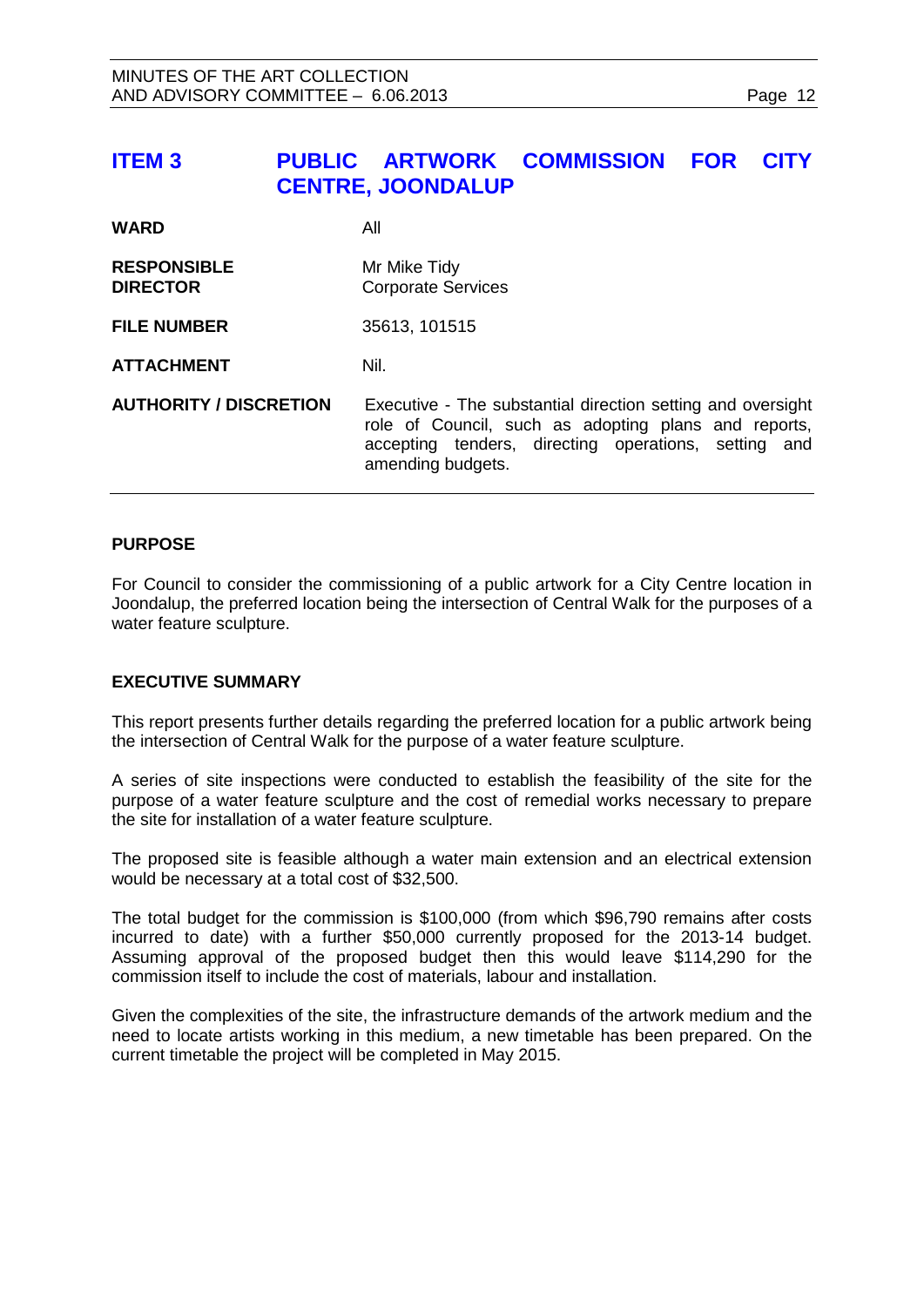# ITEM 3 PUBLIC ARTWORK COMMISSION FOR CITY CENTRE, JOONDALUP

| | |
|---|---|
| **WARD** | All |
| **RESPONSIBLE DIRECTOR** | Mr Mike Tidy<br>Corporate Services |
| **FILE NUMBER** | 35613, 101515 |
| **ATTACHMENT** | Nil. |
| **AUTHORITY / DISCRETION** | Executive - The substantial direction setting and oversight role of Council, such as adopting plans and reports, accepting tenders, directing operations, setting and amending budgets. |

## PURPOSE

For Council to consider the commissioning of a public artwork for a City Centre location in Joondalup, the preferred location being the intersection of Central Walk for the purposes of a water feature sculpture.

## EXECUTIVE SUMMARY

This report presents further details regarding the preferred location for a public artwork being the intersection of Central Walk for the purpose of a water feature sculpture.

A series of site inspections were conducted to establish the feasibility of the site for the purpose of a water feature sculpture and the cost of remedial works necessary to prepare the site for installation of a water feature sculpture.

The proposed site is feasible although a water main extension and an electrical extension would be necessary at a total cost of $32,500.

The total budget for the commission is $100,000 (from which $96,790 remains after costs incurred to date) with a further $50,000 currently proposed for the 2013-14 budget. Assuming approval of the proposed budget then this would leave $114,290 for the commission itself to include the cost of materials, labour and installation.

Given the complexities of the site, the infrastructure demands of the artwork medium and the need to locate artists working in this medium, a new timetable has been prepared. On the current timetable the project will be completed in May 2015.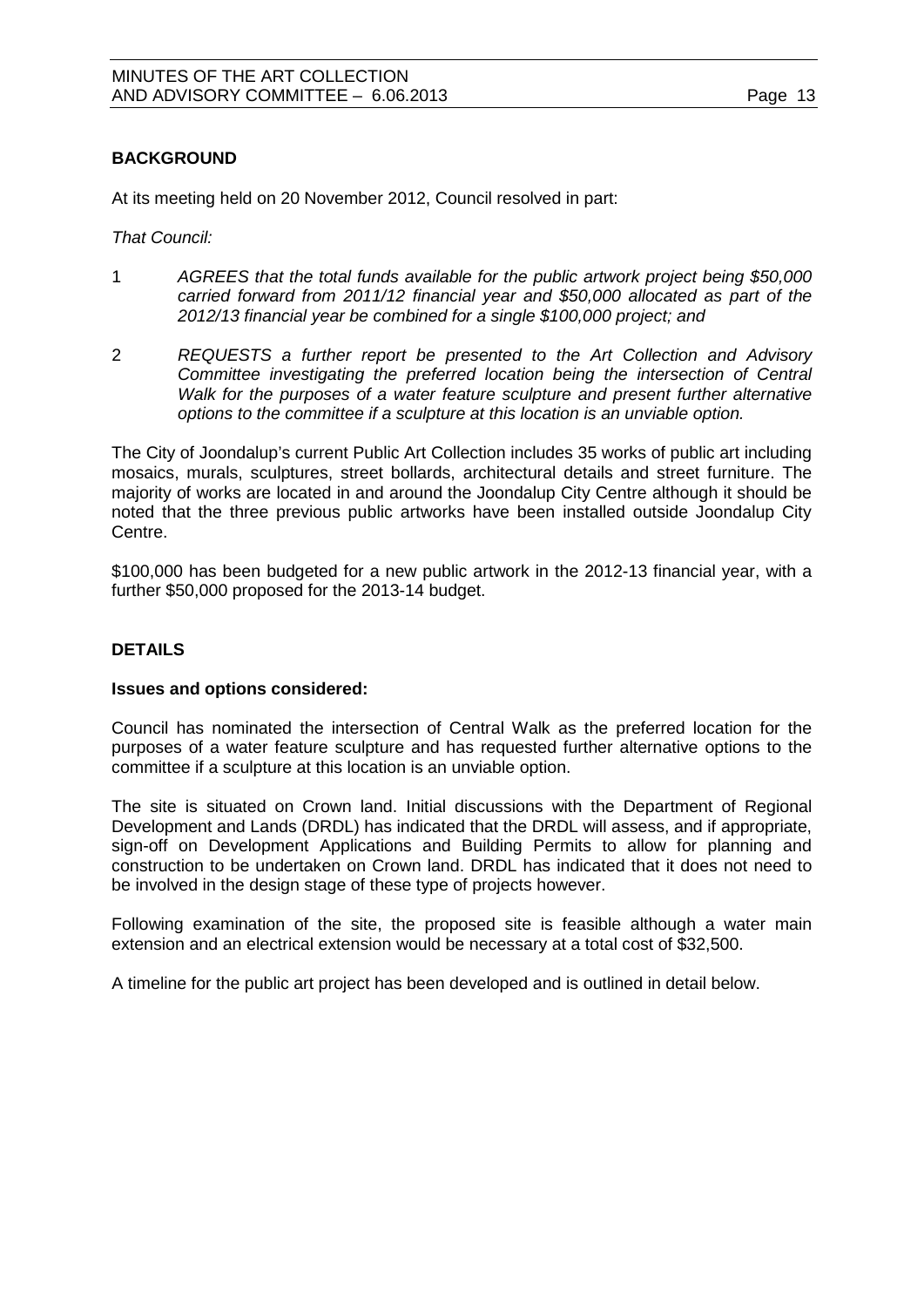**BACKGROUND**

At its meeting held on 20 November 2012, Council resolved in part:

*That Council:*

1 *AGREES that the total funds available for the public artwork project being $50,000 carried forward from 2011/12 financial year and $50,000 allocated as part of the 2012/13 financial year be combined for a single $100,000 project; and*

2 *REQUESTS a further report be presented to the Art Collection and Advisory Committee investigating the preferred location being the intersection of Central Walk for the purposes of a water feature sculpture and present further alternative options to the committee if a sculpture at this location is an unviable option.*

The City of Joondalup's current Public Art Collection includes 35 works of public art including mosaics, murals, sculptures, street bollards, architectural details and street furniture. The majority of works are located in and around the Joondalup City Centre although it should be noted that the three previous public artworks have been installed outside Joondalup City Centre.

$100,000 has been budgeted for a new public artwork in the 2012-13 financial year, with a further $50,000 proposed for the 2013-14 budget.

**DETAILS**

**Issues and options considered:**

Council has nominated the intersection of Central Walk as the preferred location for the purposes of a water feature sculpture and has requested further alternative options to the committee if a sculpture at this location is an unviable option.

The site is situated on Crown land. Initial discussions with the Department of Regional Development and Lands (DRDL) has indicated that the DRDL will assess, and if appropriate, sign-off on Development Applications and Building Permits to allow for planning and construction to be undertaken on Crown land. DRDL has indicated that it does not need to be involved in the design stage of these type of projects however.

Following examination of the site, the proposed site is feasible although a water main extension and an electrical extension would be necessary at a total cost of $32,500.

A timeline for the public art project has been developed and is outlined in detail below.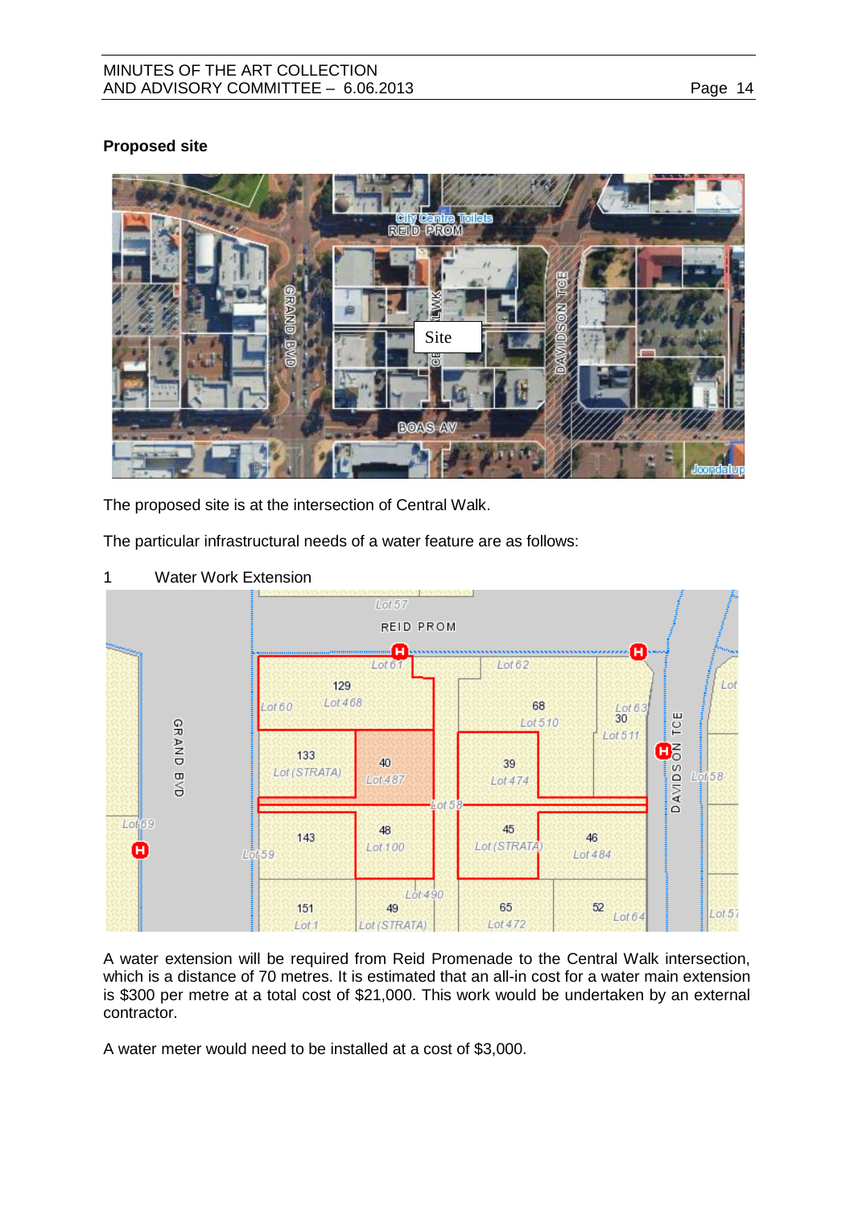**Proposed site**

The proposed site is at the intersection of Central Walk.

The particular infrastructural needs of a water feature are as follows:

1 Water Work Extension

A water extension will be required from Reid Promenade to the Central Walk intersection, which is a distance of 70 metres. It is estimated that an all-in cost for a water main extension is $300 per metre at a total cost of $21,000. This work would be undertaken by an external contractor.

A water meter would need to be installed at a cost of $3,000.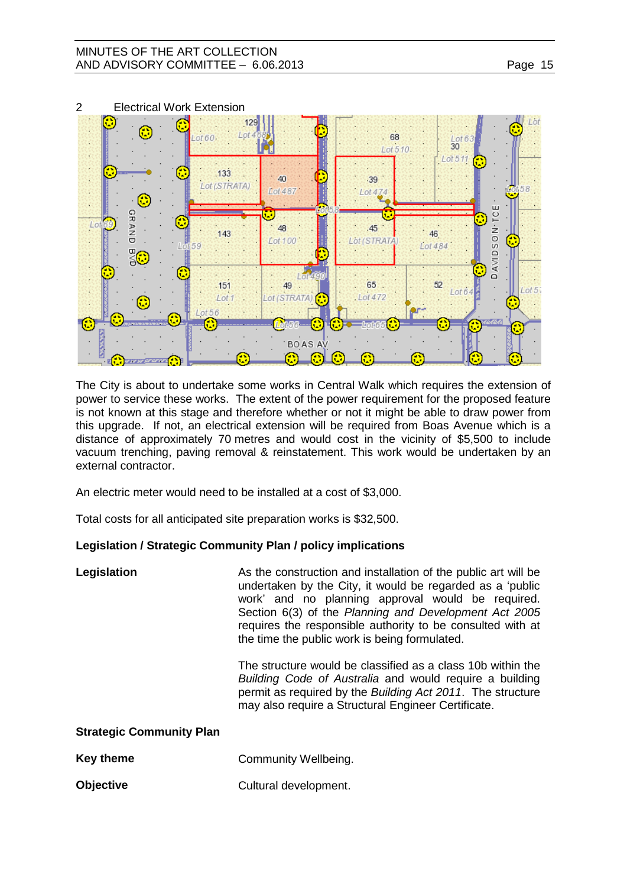2 Electrical Work Extension

The City is about to undertake some works in Central Walk which requires the extension of power to service these works. The extent of the power requirement for the proposed feature is not known at this stage and therefore whether or not it might be able to draw power from this upgrade. If not, an electrical extension will be required from Boas Avenue which is a distance of approximately 70 metres and would cost in the vicinity of $5,500 to include vacuum trenching, paving removal & reinstatement. This work would be undertaken by an external contractor.

An electric meter would need to be installed at a cost of $3,000.

Total costs for all anticipated site preparation works is $32,500.

**Legislation / Strategic Community Plan / policy implications**

**Legislation**

As the construction and installation of the public art will be undertaken by the City, it would be regarded as a 'public work' and no planning approval would be required. Section 6(3) of the *Planning and Development Act 2005* requires the responsible authority to be consulted with at the time the public work is being formulated.

The structure would be classified as a class 10b within the *Building Code of Australia* and would require a building permit as required by the *Building Act 2011*. The structure may also require a Structural Engineer Certificate.

**Strategic Community Plan**

**Key theme** Community Wellbeing.

**Objective** Cultural development.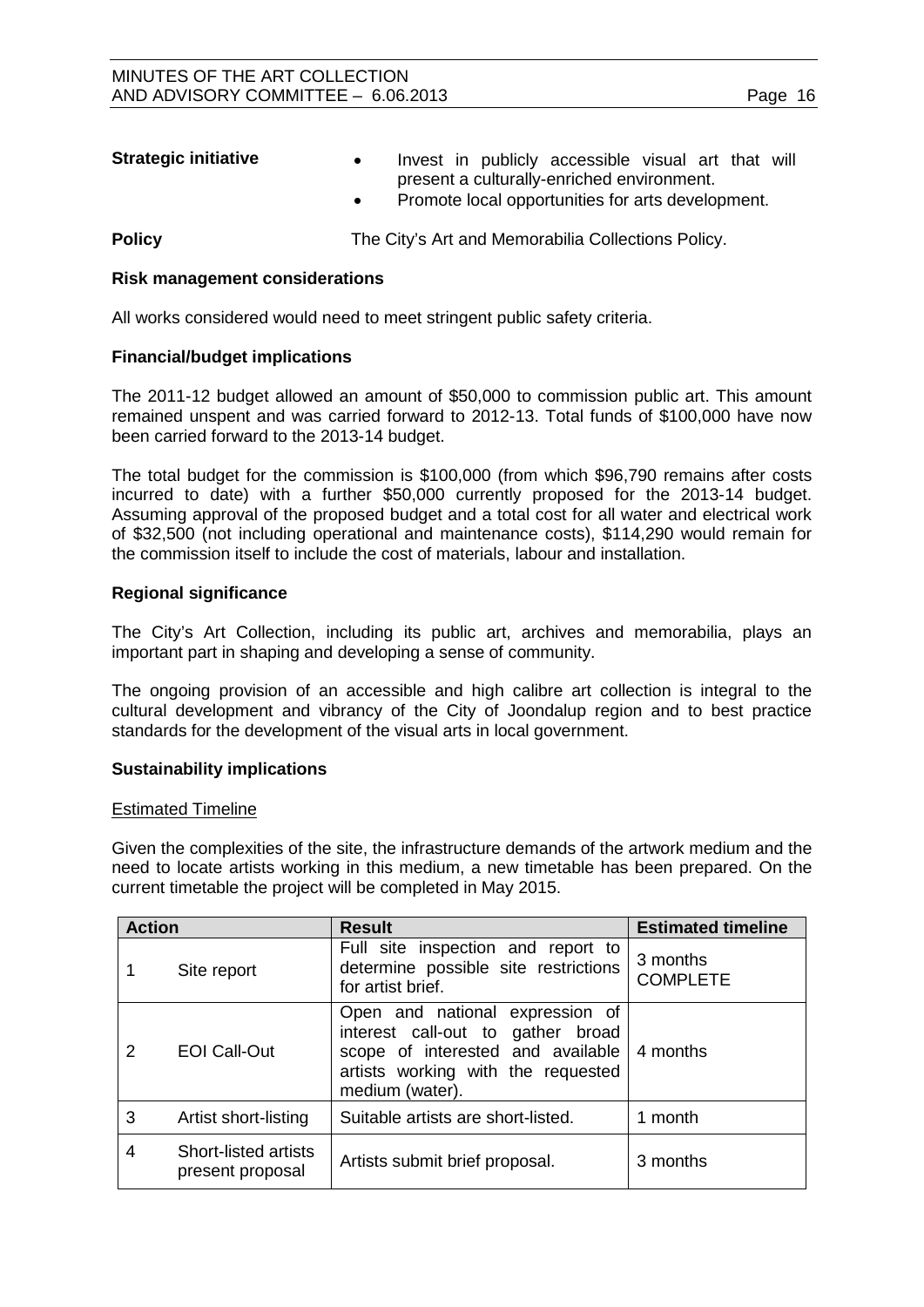**Strategic initiative**

- Invest in publicly accessible visual art that will present a culturally-enriched environment.
- Promote local opportunities for arts development.

**Policy** The City's Art and Memorabilia Collections Policy.

**Risk management considerations**

All works considered would need to meet stringent public safety criteria.

**Financial/budget implications**

The 2011-12 budget allowed an amount of $50,000 to commission public art. This amount remained unspent and was carried forward to 2012-13. Total funds of $100,000 have now been carried forward to the 2013-14 budget.

The total budget for the commission is $100,000 (from which $96,790 remains after costs incurred to date) with a further $50,000 currently proposed for the 2013-14 budget. Assuming approval of the proposed budget and a total cost for all water and electrical work of $32,500 (not including operational and maintenance costs), $114,290 would remain for the commission itself to include the cost of materials, labour and installation.

**Regional significance**

The City's Art Collection, including its public art, archives and memorabilia, plays an important part in shaping and developing a sense of community.

The ongoing provision of an accessible and high calibre art collection is integral to the cultural development and vibrancy of the City of Joondalup region and to best practice standards for the development of the visual arts in local government.

**Sustainability implications**

Estimated Timeline

Given the complexities of the site, the infrastructure demands of the artwork medium and the need to locate artists working in this medium, a new timetable has been prepared. On the current timetable the project will be completed in May 2015.

| Action | | Result | Estimated timeline |
|---|---|---|---|
| 1 | Site report | Full site inspection and report to determine possible site restrictions for artist brief. | 3 months COMPLETE |
| 2 | EOI Call-Out | Open and national expression of interest call-out to gather broad scope of interested and available artists working with the requested medium (water). | 4 months |
| 3 | Artist short-listing | Suitable artists are short-listed. | 1 month |
| 4 | Short-listed artists present proposal | Artists submit brief proposal. | 3 months |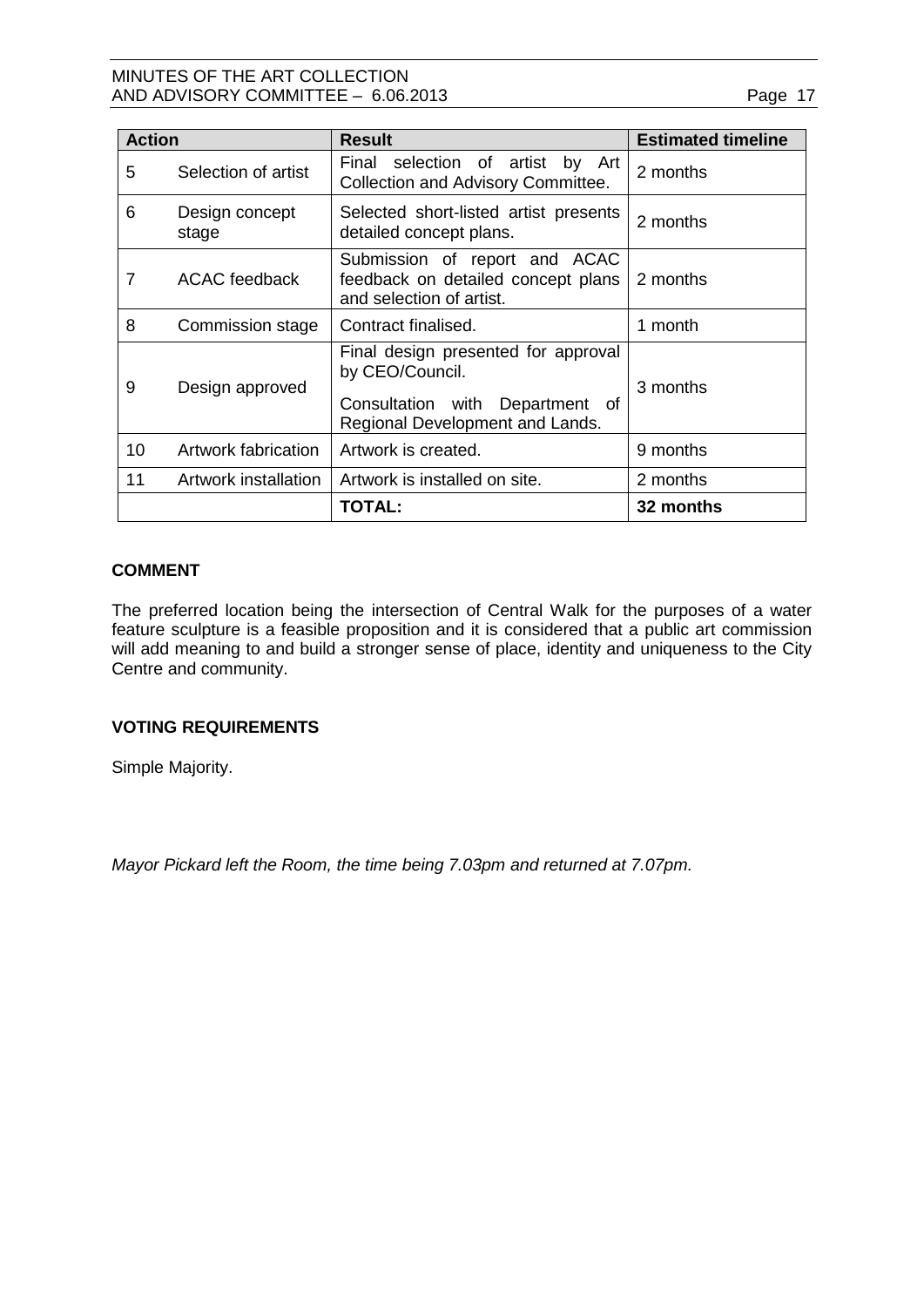| Action | | Result | Estimated timeline |
|---|---|---|---|
| 5 | Selection of artist | Final selection of artist by Art Collection and Advisory Committee. | 2 months |
| 6 | Design concept stage | Selected short-listed artist presents detailed concept plans. | 2 months |
| 7 | ACAC feedback | Submission of report and ACAC feedback on detailed concept plans and selection of artist. | 2 months |
| 8 | Commission stage | Contract finalised. | 1 month |
| 9 | Design approved | Final design presented for approval by CEO/Council.<br><br>Consultation with Department of Regional Development and Lands. | 3 months |
| 10 | Artwork fabrication | Artwork is created. | 9 months |
| 11 | Artwork installation | Artwork is installed on site. | 2 months |
| | | **TOTAL:** | **32 months** |

## COMMENT

The preferred location being the intersection of Central Walk for the purposes of a water feature sculpture is a feasible proposition and it is considered that a public art commission will add meaning to and build a stronger sense of place, identity and uniqueness to the City Centre and community.

## VOTING REQUIREMENTS

Simple Majority.

*Mayor Pickard left the Room, the time being 7.03pm and returned at 7.07pm.*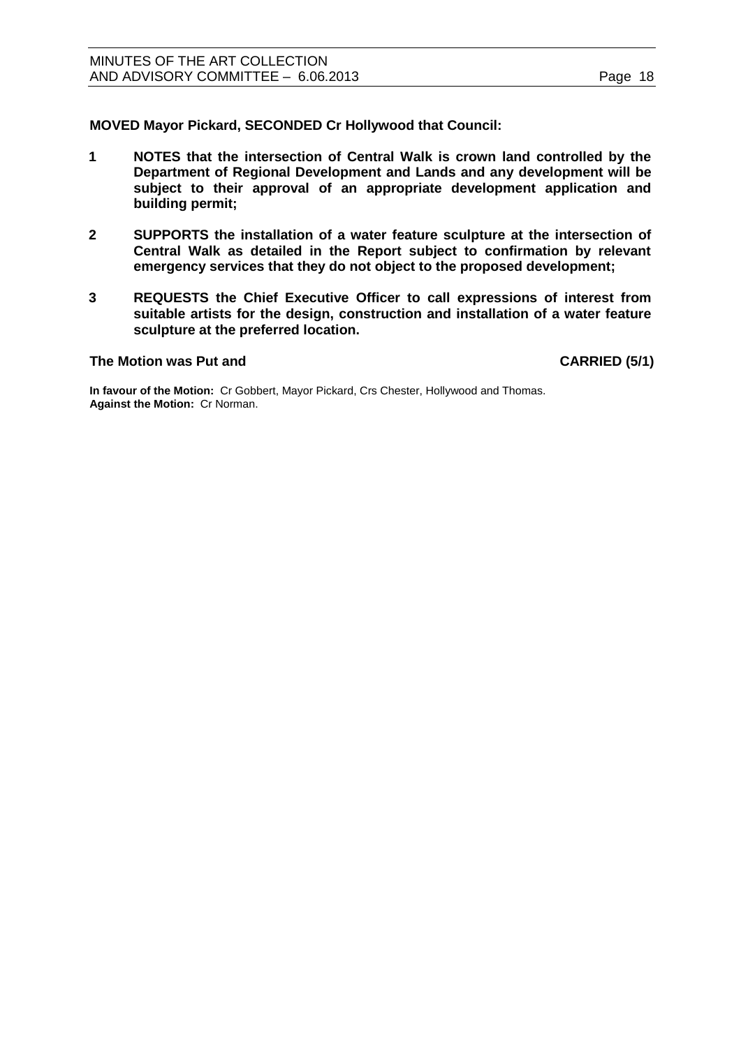**MOVED Mayor Pickard, SECONDED Cr Hollywood that Council:**

1. **NOTES that the intersection of Central Walk is crown land controlled by the Department of Regional Development and Lands and any development will be subject to their approval of an appropriate development application and building permit;**

2. **SUPPORTS the installation of a water feature sculpture at the intersection of Central Walk as detailed in the Report subject to confirmation by relevant emergency services that they do not object to the proposed development;**

3. **REQUESTS the Chief Executive Officer to call expressions of interest from suitable artists for the design, construction and installation of a water feature sculpture at the preferred location.**

**The Motion was Put and CARRIED (5/1)**

**In favour of the Motion:** Cr Gobbert, Mayor Pickard, Crs Chester, Hollywood and Thomas.
**Against the Motion:** Cr Norman.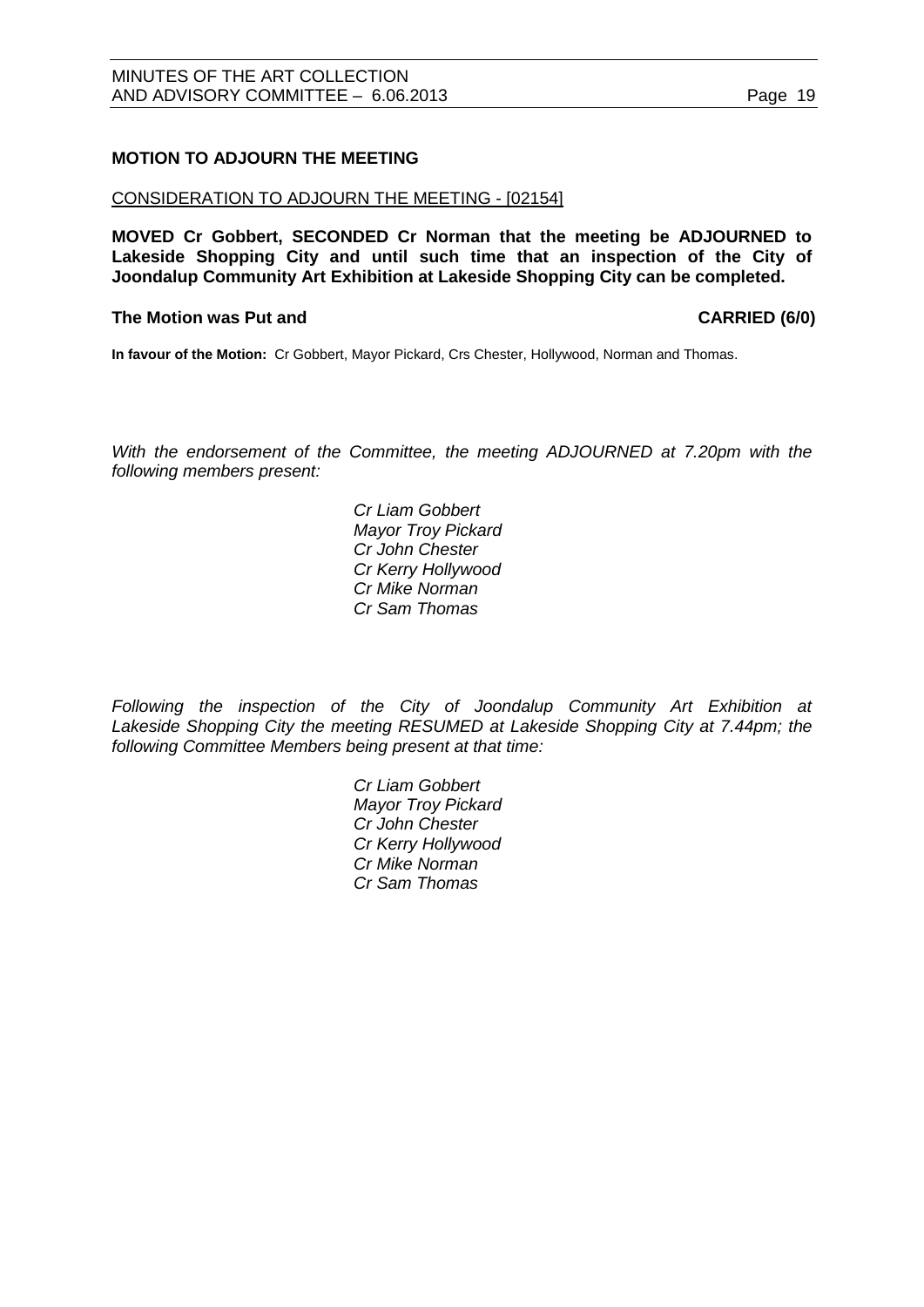**MOTION TO ADJOURN THE MEETING**

CONSIDERATION TO ADJOURN THE MEETING - [02154]

**MOVED Cr Gobbert, SECONDED Cr Norman that the meeting be ADJOURNED to Lakeside Shopping City and until such time that an inspection of the City of Joondalup Community Art Exhibition at Lakeside Shopping City can be completed.**

**The Motion was Put and CARRIED (6/0)**

**In favour of the Motion:** Cr Gobbert, Mayor Pickard, Crs Chester, Hollywood, Norman and Thomas.

*With the endorsement of the Committee, the meeting ADJOURNED at 7.20pm with the following members present:*

*Cr Liam Gobbert*
*Mayor Troy Pickard*
*Cr John Chester*
*Cr Kerry Hollywood*
*Cr Mike Norman*
*Cr Sam Thomas*

*Following the inspection of the City of Joondalup Community Art Exhibition at Lakeside Shopping City the meeting RESUMED at Lakeside Shopping City at 7.44pm; the following Committee Members being present at that time:*

*Cr Liam Gobbert*
*Mayor Troy Pickard*
*Cr John Chester*
*Cr Kerry Hollywood*
*Cr Mike Norman*
*Cr Sam Thomas*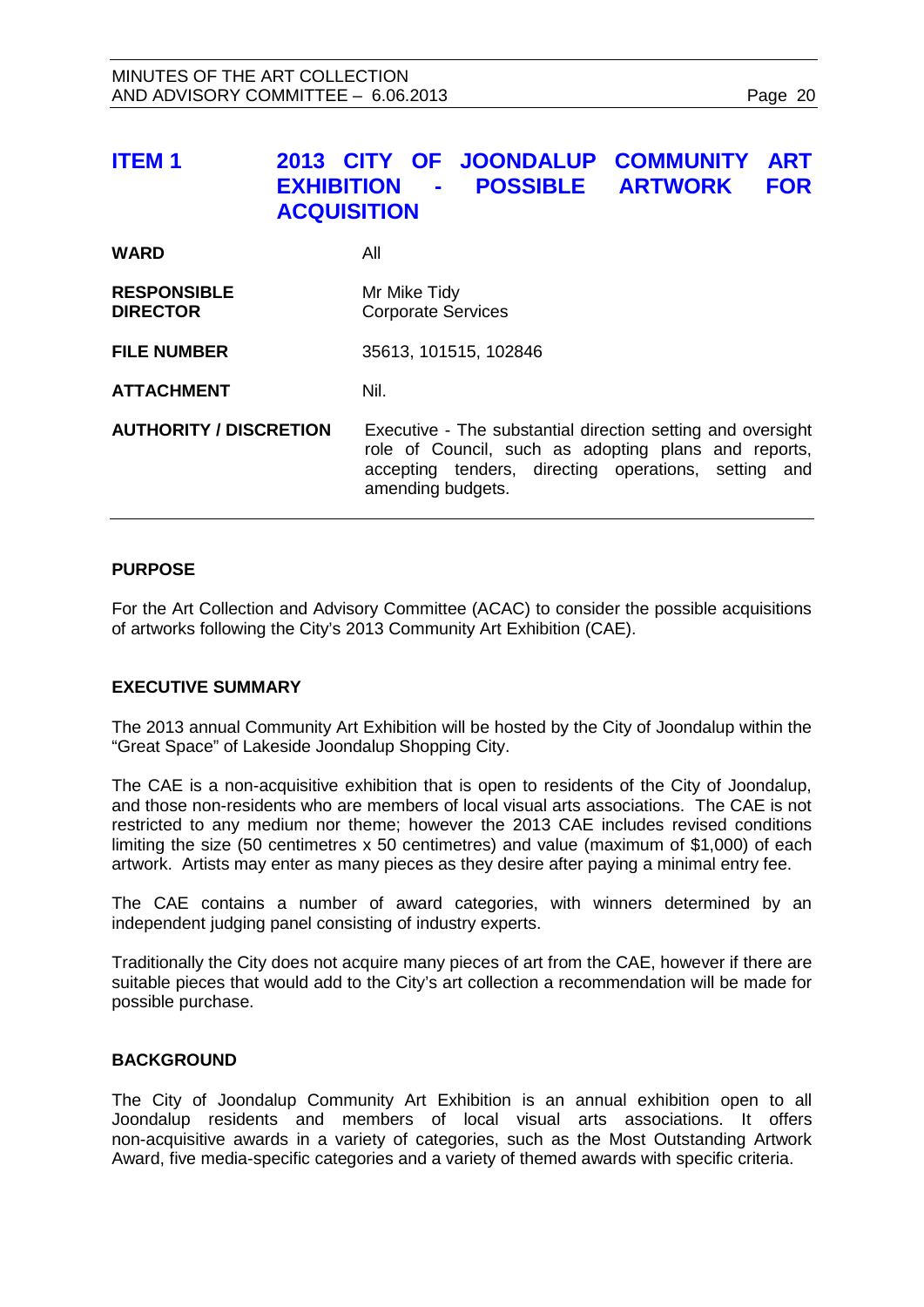## ITEM 1 2013 CITY OF JOONDALUP COMMUNITY ART EXHIBITION - POSSIBLE ARTWORK FOR ACQUISITION

| | |
|---|---|
| **WARD** | All |
| **RESPONSIBLE DIRECTOR** | Mr Mike Tidy<br>Corporate Services |
| **FILE NUMBER** | 35613, 101515, 102846 |
| **ATTACHMENT** | Nil. |
| **AUTHORITY / DISCRETION** | Executive - The substantial direction setting and oversight role of Council, such as adopting plans and reports, accepting tenders, directing operations, setting and amending budgets. |

### PURPOSE

For the Art Collection and Advisory Committee (ACAC) to consider the possible acquisitions of artworks following the City's 2013 Community Art Exhibition (CAE).

### EXECUTIVE SUMMARY

The 2013 annual Community Art Exhibition will be hosted by the City of Joondalup within the "Great Space" of Lakeside Joondalup Shopping City.

The CAE is a non-acquisitive exhibition that is open to residents of the City of Joondalup, and those non-residents who are members of local visual arts associations. The CAE is not restricted to any medium nor theme; however the 2013 CAE includes revised conditions limiting the size (50 centimetres x 50 centimetres) and value (maximum of $1,000) of each artwork. Artists may enter as many pieces as they desire after paying a minimal entry fee.

The CAE contains a number of award categories, with winners determined by an independent judging panel consisting of industry experts.

Traditionally the City does not acquire many pieces of art from the CAE, however if there are suitable pieces that would add to the City's art collection a recommendation will be made for possible purchase.

### BACKGROUND

The City of Joondalup Community Art Exhibition is an annual exhibition open to all Joondalup residents and members of local visual arts associations. It offers non-acquisitive awards in a variety of categories, such as the Most Outstanding Artwork Award, five media-specific categories and a variety of themed awards with specific criteria.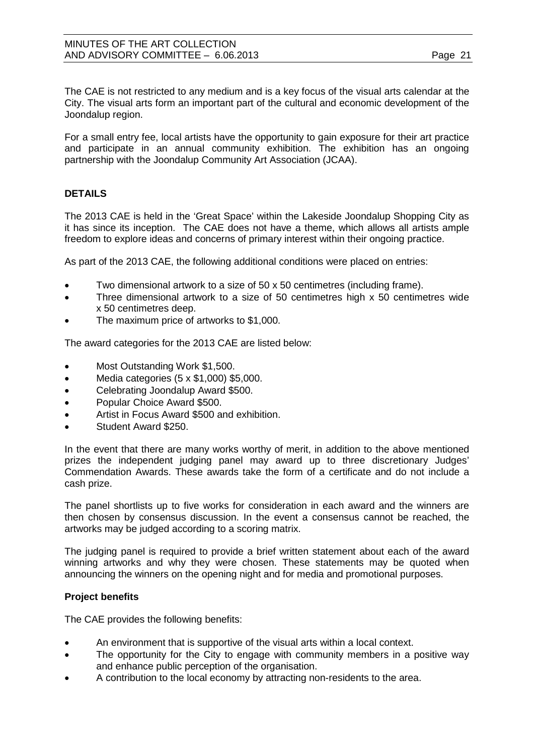The CAE is not restricted to any medium and is a key focus of the visual arts calendar at the City. The visual arts form an important part of the cultural and economic development of the Joondalup region.

For a small entry fee, local artists have the opportunity to gain exposure for their art practice and participate in an annual community exhibition. The exhibition has an ongoing partnership with the Joondalup Community Art Association (JCAA).

## DETAILS

The 2013 CAE is held in the 'Great Space' within the Lakeside Joondalup Shopping City as it has since its inception. The CAE does not have a theme, which allows all artists ample freedom to explore ideas and concerns of primary interest within their ongoing practice.

As part of the 2013 CAE, the following additional conditions were placed on entries:

- Two dimensional artwork to a size of 50 x 50 centimetres (including frame).
- Three dimensional artwork to a size of 50 centimetres high x 50 centimetres wide x 50 centimetres deep.
- The maximum price of artworks to $1,000.

The award categories for the 2013 CAE are listed below:

- Most Outstanding Work $1,500.
- Media categories (5 x $1,000) $5,000.
- Celebrating Joondalup Award $500.
- Popular Choice Award $500.
- Artist in Focus Award $500 and exhibition.
- Student Award $250.

In the event that there are many works worthy of merit, in addition to the above mentioned prizes the independent judging panel may award up to three discretionary Judges' Commendation Awards. These awards take the form of a certificate and do not include a cash prize.

The panel shortlists up to five works for consideration in each award and the winners are then chosen by consensus discussion. In the event a consensus cannot be reached, the artworks may be judged according to a scoring matrix.

The judging panel is required to provide a brief written statement about each of the award winning artworks and why they were chosen. These statements may be quoted when announcing the winners on the opening night and for media and promotional purposes.

### Project benefits

The CAE provides the following benefits:

- An environment that is supportive of the visual arts within a local context.
- The opportunity for the City to engage with community members in a positive way and enhance public perception of the organisation.
- A contribution to the local economy by attracting non-residents to the area.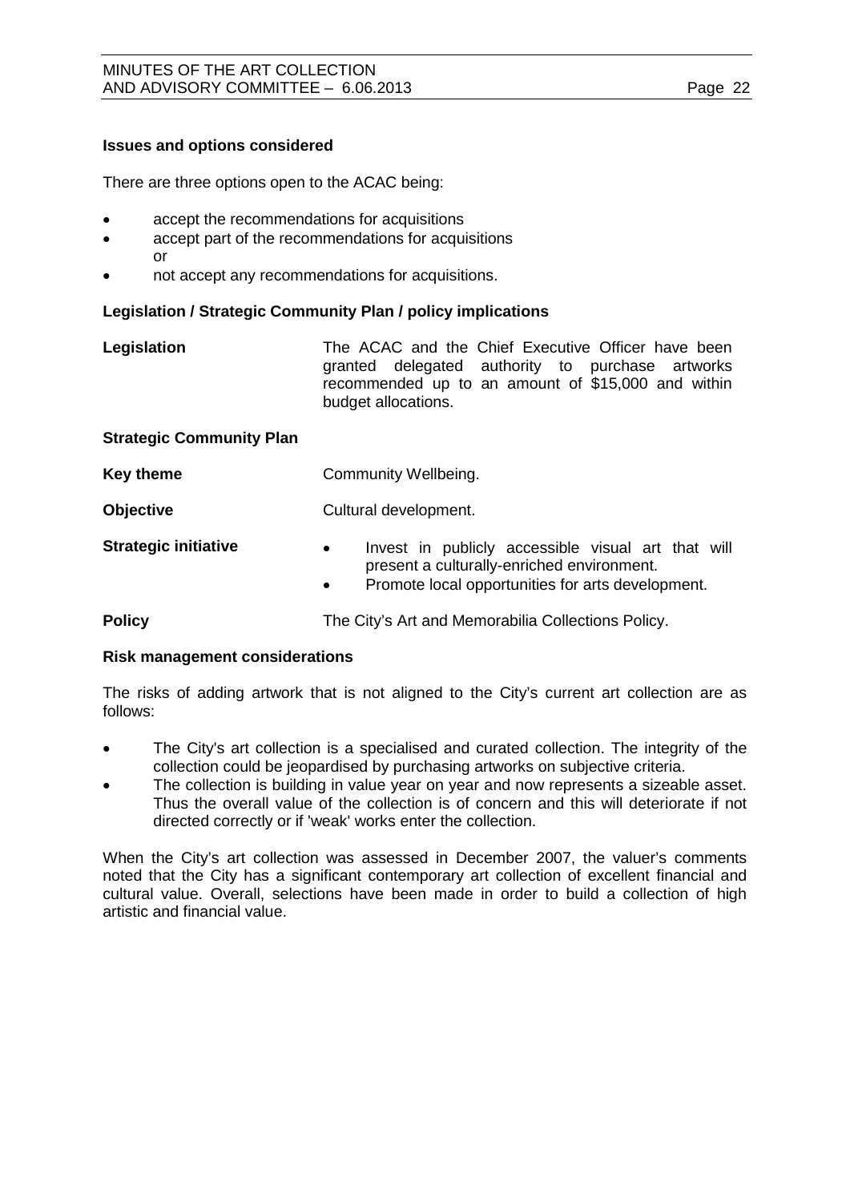**Issues and options considered**

There are three options open to the ACAC being:

- accept the recommendations for acquisitions
- accept part of the recommendations for acquisitions  
  or
- not accept any recommendations for acquisitions.

**Legislation / Strategic Community Plan / policy implications**

**Legislation** — The ACAC and the Chief Executive Officer have been granted delegated authority to purchase artworks recommended up to an amount of $15,000 and within budget allocations.

**Strategic Community Plan**

**Key theme** — Community Wellbeing.

**Objective** — Cultural development.

**Strategic initiative**

- Invest in publicly accessible visual art that will present a culturally-enriched environment.
- Promote local opportunities for arts development.

**Policy** — The City's Art and Memorabilia Collections Policy.

**Risk management considerations**

The risks of adding artwork that is not aligned to the City's current art collection are as follows:

- The City's art collection is a specialised and curated collection. The integrity of the collection could be jeopardised by purchasing artworks on subjective criteria.
- The collection is building in value year on year and now represents a sizeable asset. Thus the overall value of the collection is of concern and this will deteriorate if not directed correctly or if 'weak' works enter the collection.

When the City's art collection was assessed in December 2007, the valuer's comments noted that the City has a significant contemporary art collection of excellent financial and cultural value. Overall, selections have been made in order to build a collection of high artistic and financial value.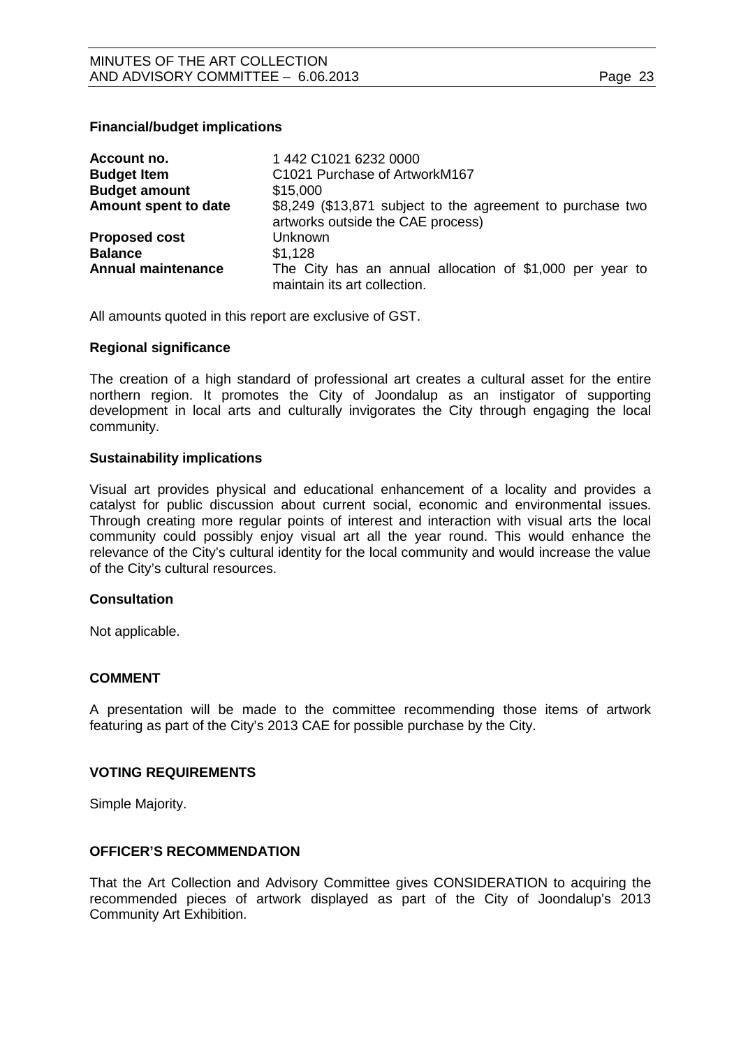**Financial/budget implications**

| | |
|---|---|
| **Account no.** | 1 442 C1021 6232 0000 |
| **Budget Item** | C1021 Purchase of ArtworkM167 |
| **Budget amount** | $15,000 |
| **Amount spent to date** | $8,249 ($13,871 subject to the agreement to purchase two artworks outside the CAE process) |
| **Proposed cost** | Unknown |
| **Balance** | $1,128 |
| **Annual maintenance** | The City has an annual allocation of $1,000 per year to maintain its art collection. |

All amounts quoted in this report are exclusive of GST.

**Regional significance**

The creation of a high standard of professional art creates a cultural asset for the entire northern region. It promotes the City of Joondalup as an instigator of supporting development in local arts and culturally invigorates the City through engaging the local community.

**Sustainability implications**

Visual art provides physical and educational enhancement of a locality and provides a catalyst for public discussion about current social, economic and environmental issues. Through creating more regular points of interest and interaction with visual arts the local community could possibly enjoy visual art all the year round. This would enhance the relevance of the City's cultural identity for the local community and would increase the value of the City's cultural resources.

**Consultation**

Not applicable.

## COMMENT

A presentation will be made to the committee recommending those items of artwork featuring as part of the City's 2013 CAE for possible purchase by the City.

## VOTING REQUIREMENTS

Simple Majority.

## OFFICER'S RECOMMENDATION

That the Art Collection and Advisory Committee gives CONSIDERATION to acquiring the recommended pieces of artwork displayed as part of the City of Joondalup's 2013 Community Art Exhibition.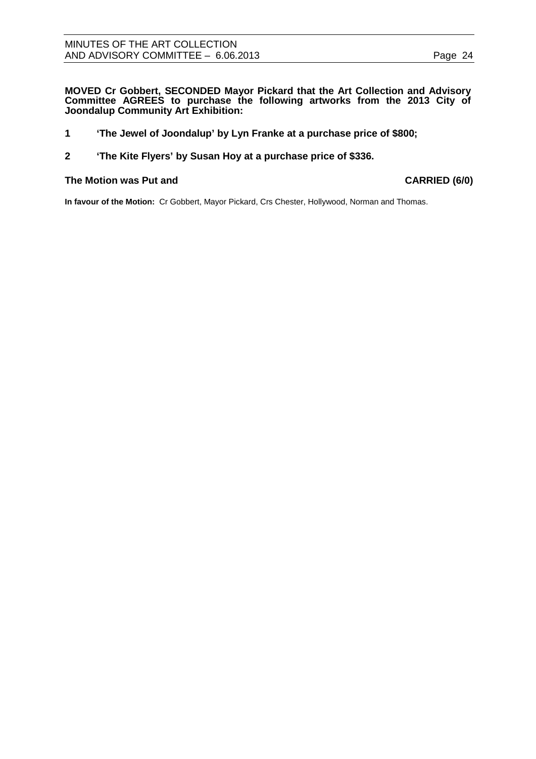**MOVED Cr Gobbert, SECONDED Mayor Pickard that the Art Collection and Advisory Committee AGREES to purchase the following artworks from the 2013 City of Joondalup Community Art Exhibition:**

**1 'The Jewel of Joondalup' by Lyn Franke at a purchase price of $800;**

**2 'The Kite Flyers' by Susan Hoy at a purchase price of $336.**

**The Motion was Put and CARRIED (6/0)**

**In favour of the Motion:** Cr Gobbert, Mayor Pickard, Crs Chester, Hollywood, Norman and Thomas.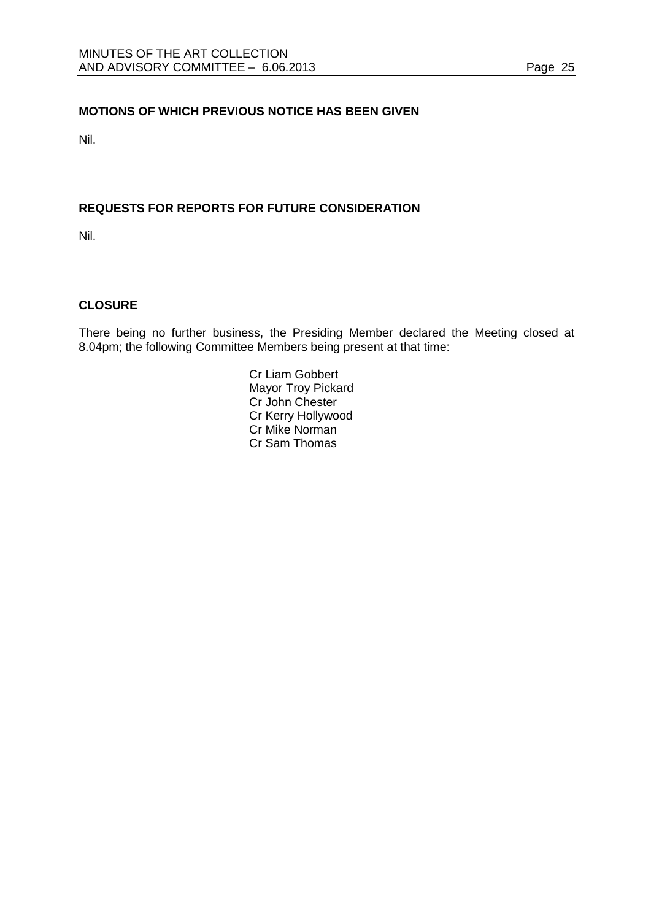**MOTIONS OF WHICH PREVIOUS NOTICE HAS BEEN GIVEN**

Nil.

**REQUESTS FOR REPORTS FOR FUTURE CONSIDERATION**

Nil.

**CLOSURE**

There being no further business, the Presiding Member declared the Meeting closed at 8.04pm; the following Committee Members being present at that time:

Cr Liam Gobbert
Mayor Troy Pickard
Cr John Chester
Cr Kerry Hollywood
Cr Mike Norman
Cr Sam Thomas